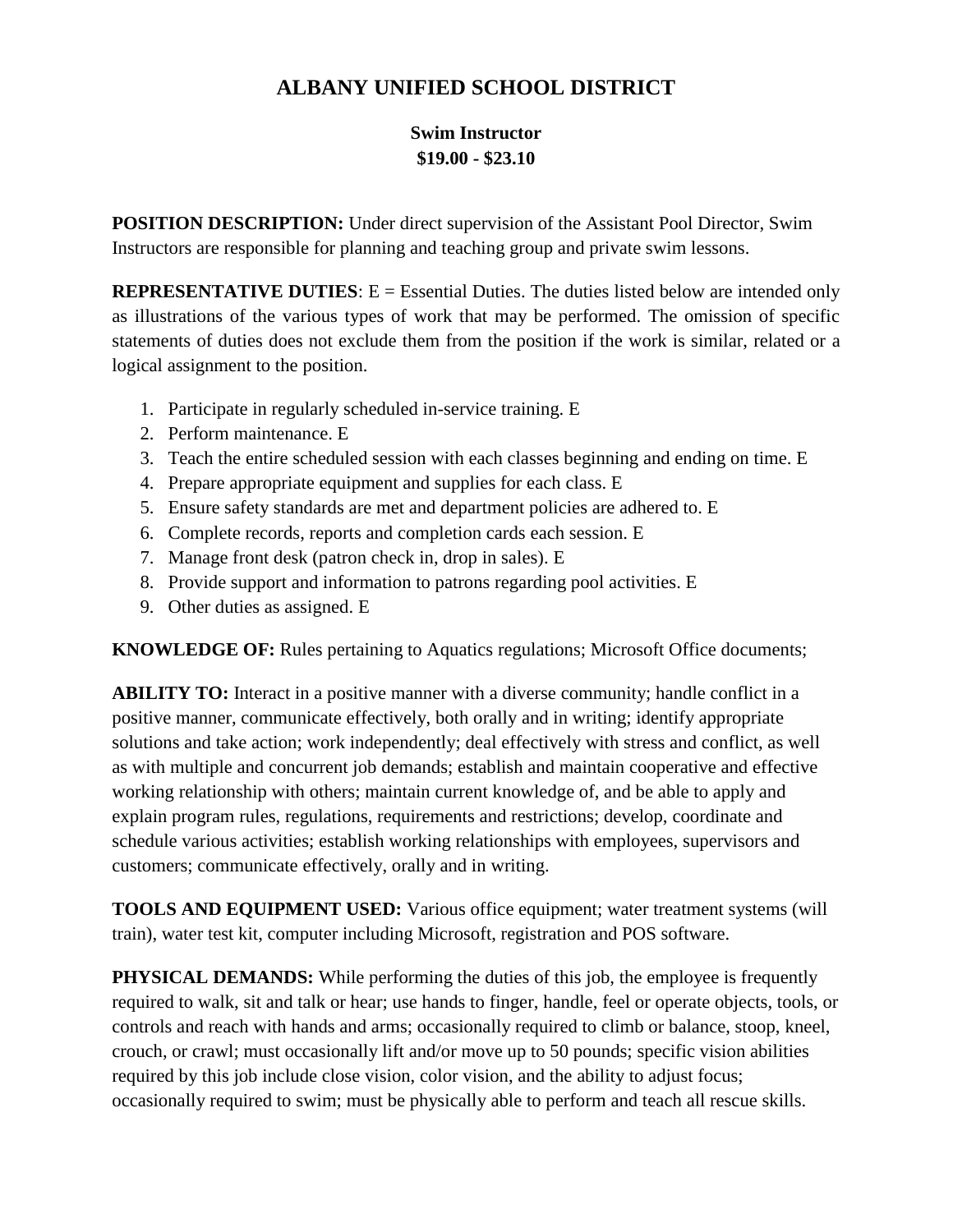# ALBANY UNIFIED SCHOOL DISTRICT

## Swim Instructor
## $19.00 - $23.10

**POSITION DESCRIPTION:** Under direct supervision of the Assistant Pool Director, Swim Instructors are responsible for planning and teaching group and private swim lessons.

**REPRESENTATIVE DUTIES**: E = Essential Duties. The duties listed below are intended only as illustrations of the various types of work that may be performed. The omission of specific statements of duties does not exclude them from the position if the work is similar, related or a logical assignment to the position.

1. Participate in regularly scheduled in-service training. E
2. Perform maintenance. E
3. Teach the entire scheduled session with each classes beginning and ending on time. E
4. Prepare appropriate equipment and supplies for each class. E
5. Ensure safety standards are met and department policies are adhered to. E
6. Complete records, reports and completion cards each session. E
7. Manage front desk (patron check in, drop in sales). E
8. Provide support and information to patrons regarding pool activities. E
9. Other duties as assigned. E

**KNOWLEDGE OF:** Rules pertaining to Aquatics regulations; Microsoft Office documents;

**ABILITY TO:** Interact in a positive manner with a diverse community; handle conflict in a positive manner, communicate effectively, both orally and in writing; identify appropriate solutions and take action; work independently; deal effectively with stress and conflict, as well as with multiple and concurrent job demands; establish and maintain cooperative and effective working relationship with others; maintain current knowledge of, and be able to apply and explain program rules, regulations, requirements and restrictions; develop, coordinate and schedule various activities; establish working relationships with employees, supervisors and customers; communicate effectively, orally and in writing.

**TOOLS AND EQUIPMENT USED:** Various office equipment; water treatment systems (will train), water test kit, computer including Microsoft, registration and POS software.

**PHYSICAL DEMANDS:** While performing the duties of this job, the employee is frequently required to walk, sit and talk or hear; use hands to finger, handle, feel or operate objects, tools, or controls and reach with hands and arms; occasionally required to climb or balance, stoop, kneel, crouch, or crawl; must occasionally lift and/or move up to 50 pounds; specific vision abilities required by this job include close vision, color vision, and the ability to adjust focus; occasionally required to swim; must be physically able to perform and teach all rescue skills.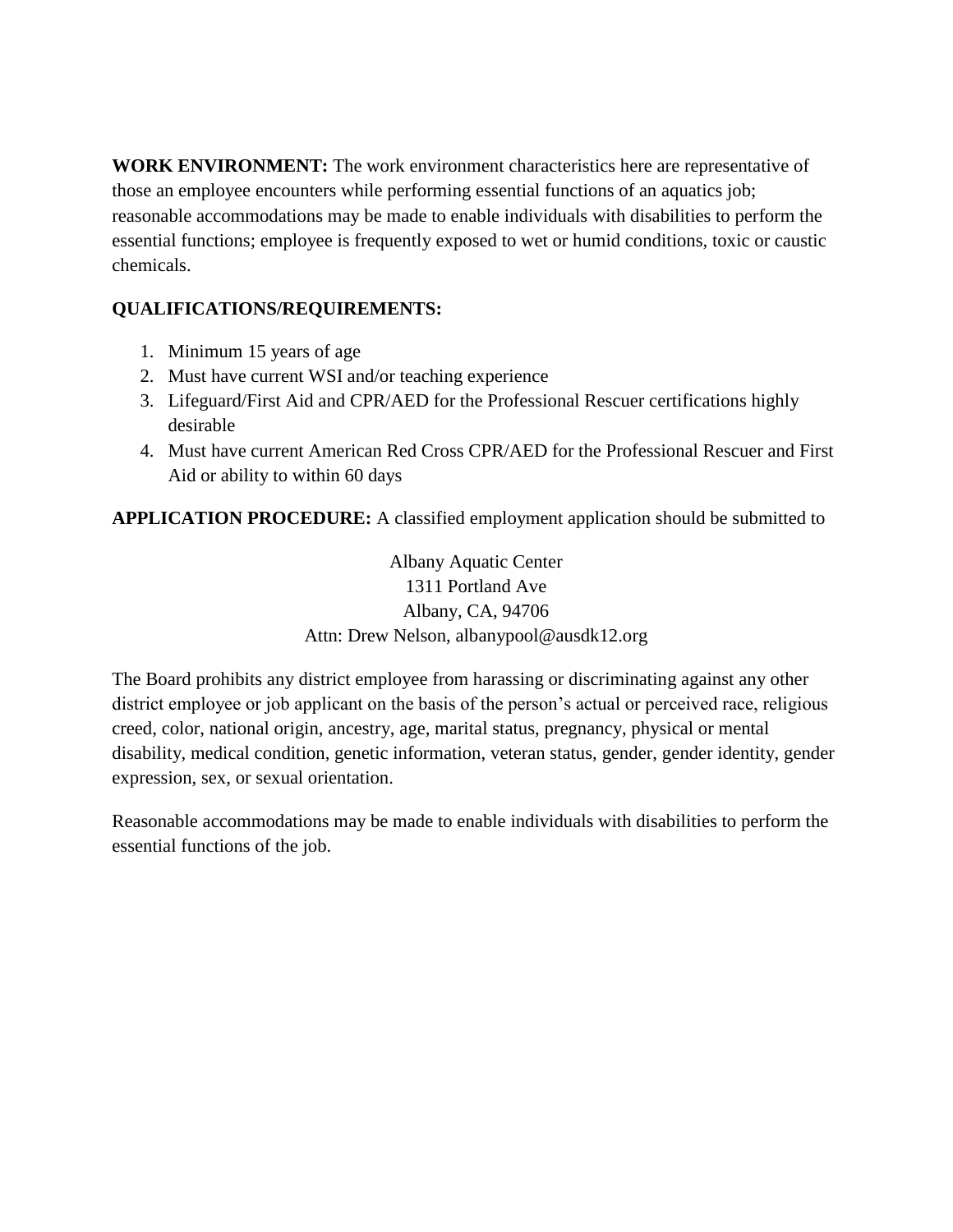**WORK ENVIRONMENT:** The work environment characteristics here are representative of those an employee encounters while performing essential functions of an aquatics job; reasonable accommodations may be made to enable individuals with disabilities to perform the essential functions; employee is frequently exposed to wet or humid conditions, toxic or caustic chemicals.

**QUALIFICATIONS/REQUIREMENTS:**

1. Minimum 15 years of age
2. Must have current WSI and/or teaching experience
3. Lifeguard/First Aid and CPR/AED for the Professional Rescuer certifications highly desirable
4. Must have current American Red Cross CPR/AED for the Professional Rescuer and First Aid or ability to within 60 days

**APPLICATION PROCEDURE:** A classified employment application should be submitted to

Albany Aquatic Center
1311 Portland Ave
Albany, CA, 94706
Attn: Drew Nelson, albanypool@ausdk12.org

The Board prohibits any district employee from harassing or discriminating against any other district employee or job applicant on the basis of the person's actual or perceived race, religious creed, color, national origin, ancestry, age, marital status, pregnancy, physical or mental disability, medical condition, genetic information, veteran status, gender, gender identity, gender expression, sex, or sexual orientation.

Reasonable accommodations may be made to enable individuals with disabilities to perform the essential functions of the job.